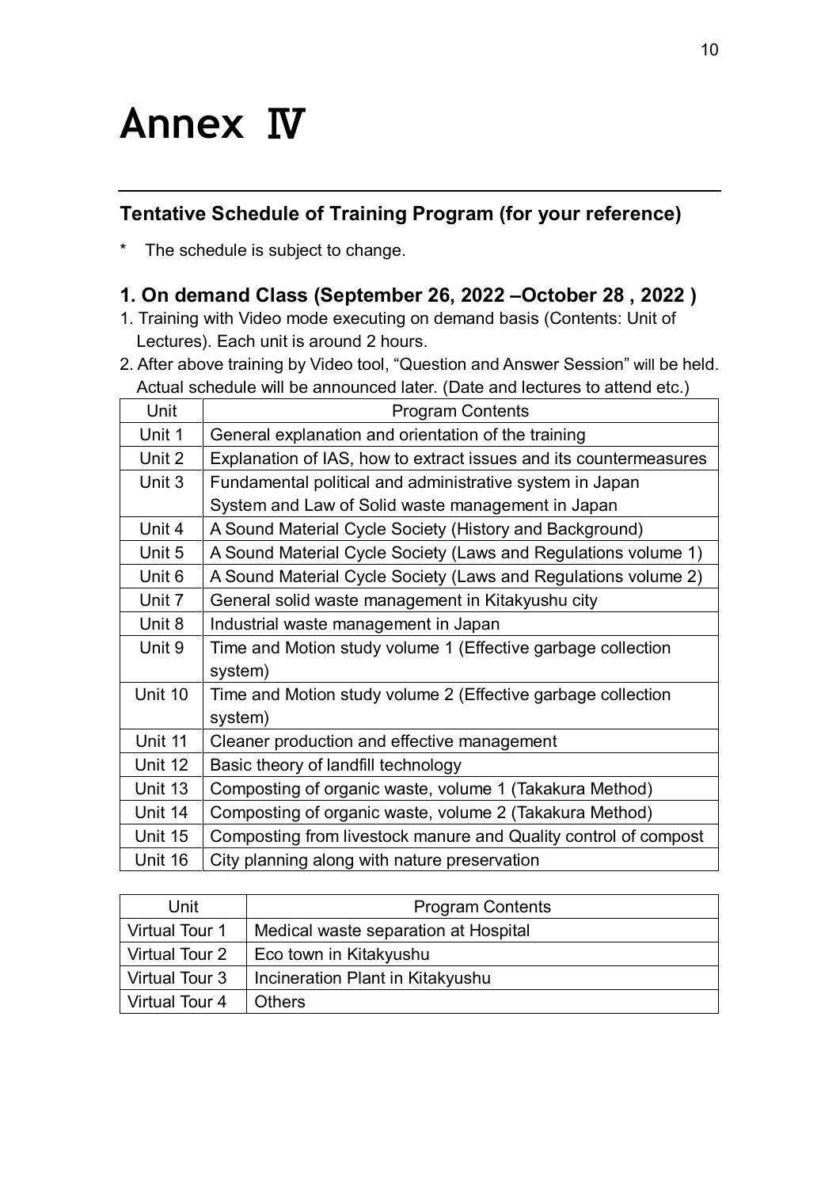# Annex Ⅳ

## Tentative Schedule of Training Program (for your reference)

\* The schedule is subject to change.

### 1. On demand Class (September 26, 2022 –October 28 , 2022 )

1. Training with Video mode executing on demand basis (Contents: Unit of Lectures). Each unit is around 2 hours.
2. After above training by Video tool, "Question and Answer Session" will be held. Actual schedule will be announced later. (Date and lectures to attend etc.)

| Unit | Program Contents |
|---|---|
| Unit 1 | General explanation and orientation of the training |
| Unit 2 | Explanation of IAS, how to extract issues and its countermeasures |
| Unit 3 | Fundamental political and administrative system in Japan<br>System and Law of Solid waste management in Japan |
| Unit 4 | A Sound Material Cycle Society (History and Background) |
| Unit 5 | A Sound Material Cycle Society (Laws and Regulations volume 1) |
| Unit 6 | A Sound Material Cycle Society (Laws and Regulations volume 2) |
| Unit 7 | General solid waste management in Kitakyushu city |
| Unit 8 | Industrial waste management in Japan |
| Unit 9 | Time and Motion study volume 1 (Effective garbage collection system) |
| Unit 10 | Time and Motion study volume 2 (Effective garbage collection system) |
| Unit 11 | Cleaner production and effective management |
| Unit 12 | Basic theory of landfill technology |
| Unit 13 | Composting of organic waste, volume 1 (Takakura Method) |
| Unit 14 | Composting of organic waste, volume 2 (Takakura Method) |
| Unit 15 | Composting from livestock manure and Quality control of compost |
| Unit 16 | City planning along with nature preservation |

| Unit | Program Contents |
|---|---|
| Virtual Tour 1 | Medical waste separation at Hospital |
| Virtual Tour 2 | Eco town in Kitakyushu |
| Virtual Tour 3 | Incineration Plant in Kitakyushu |
| Virtual Tour 4 | Others |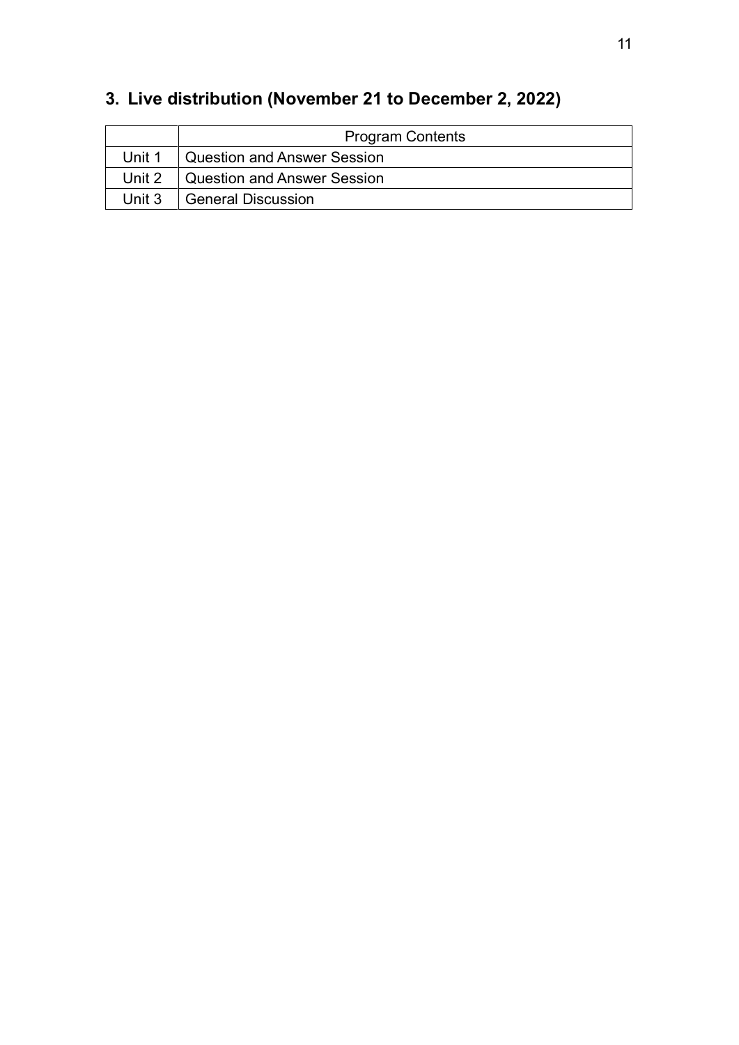## 3. Live distribution (November 21 to December 2, 2022)

| | Program Contents |
|---|---|
| Unit 1 | Question and Answer Session |
| Unit 2 | Question and Answer Session |
| Unit 3 | General Discussion |